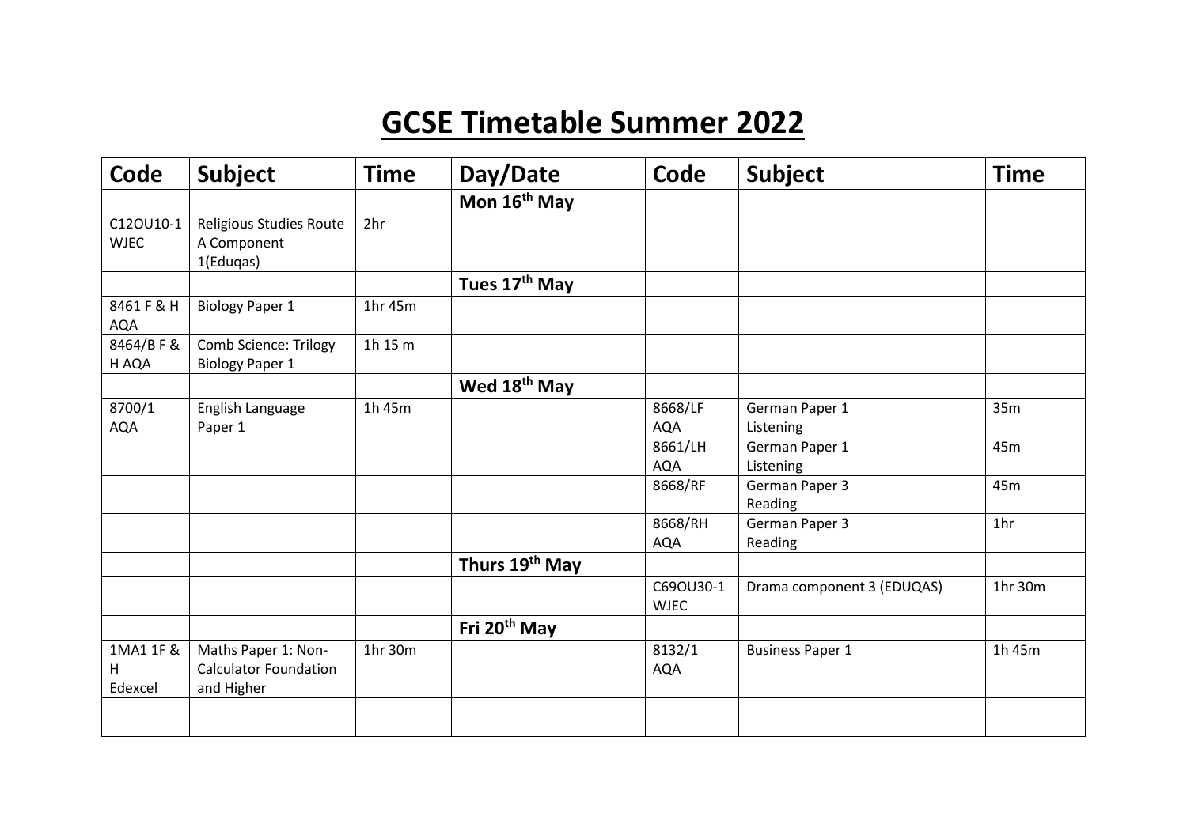# GCSE Timetable Summer 2022

| Code | Subject | Time | Day/Date | Code | Subject | Time |
|---|---|---|---|---|---|---|
| | | | **Mon 16th May** | | | |
| C12OU10-1 WJEC | Religious Studies Route A Component 1(Eduqas) | 2hr | | | | |
| | | | **Tues 17th May** | | | |
| 8461 F & H AQA | Biology Paper 1 | 1hr 45m | | | | |
| 8464/B F & H AQA | Comb Science: Trilogy Biology Paper 1 | 1h 15 m | | | | |
| | | | **Wed 18th May** | | | |
| 8700/1 AQA | English Language Paper 1 | 1h 45m | | 8668/LF AQA | German Paper 1 Listening | 35m |
| | | | | 8661/LH AQA | German Paper 1 Listening | 45m |
| | | | | 8668/RF | German Paper 3 Reading | 45m |
| | | | | 8668/RH AQA | German Paper 3 Reading | 1hr |
| | | | **Thurs 19th May** | | | |
| | | | | C69OU30-1 WJEC | Drama component 3 (EDUQAS) | 1hr 30m |
| | | | **Fri 20th May** | | | |
| 1MA1 1F & H Edexcel | Maths Paper 1: Non-Calculator Foundation and Higher | 1hr 30m | | 8132/1 AQA | Business Paper 1 | 1h 45m |
| | | | | | | |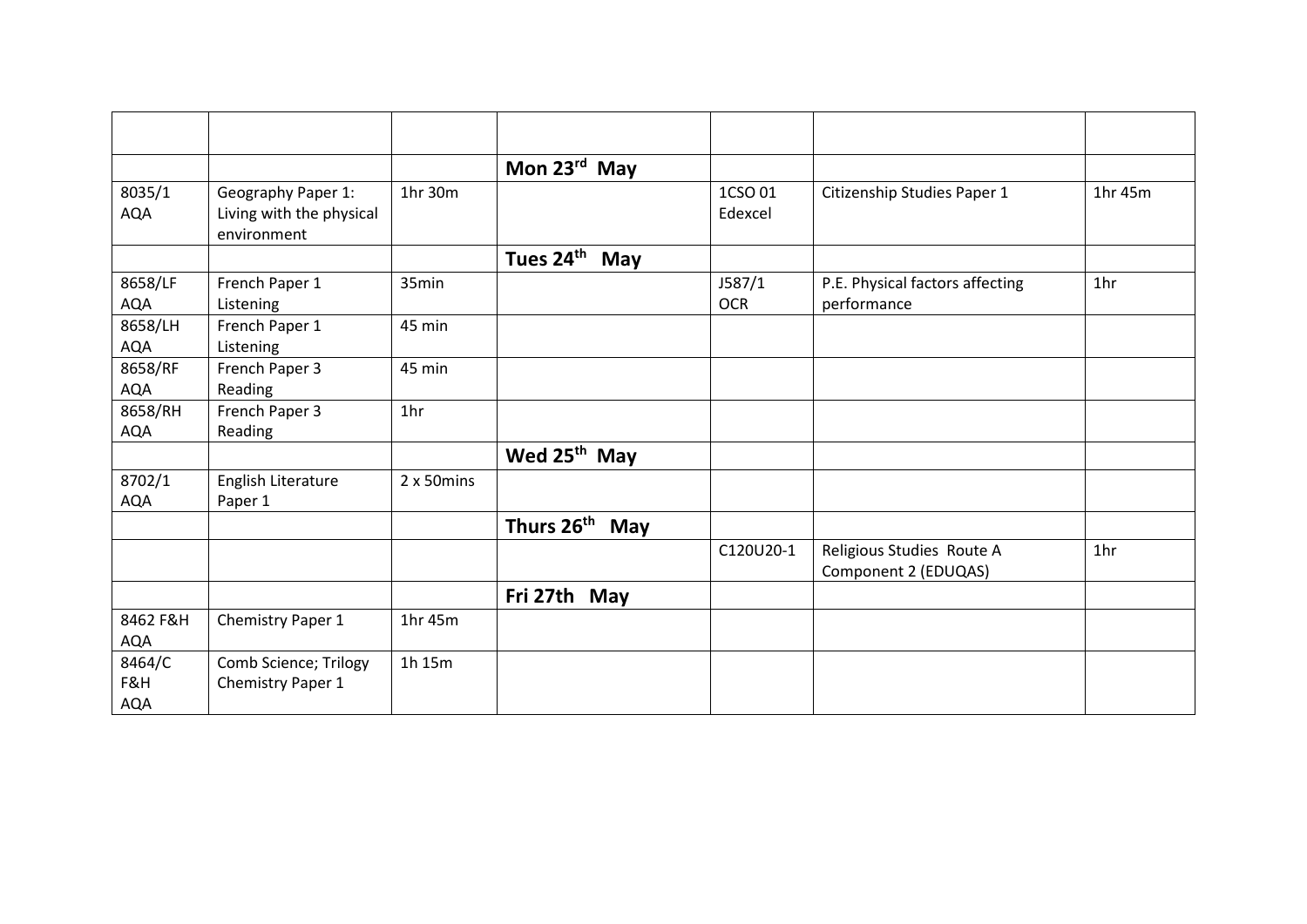| | | | | | | |
|---|---|---|---|---|---|---|
| | | | **Mon 23rd May** | | | |
| 8035/1 AQA | Geography Paper 1: Living with the physical environment | 1hr 30m | | 1CSO 01 Edexcel | Citizenship Studies Paper 1 | 1hr 45m |
| | | | **Tues 24th May** | | | |
| 8658/LF AQA | French Paper 1 Listening | 35min | | J587/1 OCR | P.E. Physical factors affecting performance | 1hr |
| 8658/LH AQA | French Paper 1 Listening | 45 min | | | | |
| 8658/RF AQA | French Paper 3 Reading | 45 min | | | | |
| 8658/RH AQA | French Paper 3 Reading | 1hr | | | | |
| | | | **Wed 25th May** | | | |
| 8702/1 AQA | English Literature Paper 1 | 2 x 50mins | | | | |
| | | | **Thurs 26th May** | | | |
| | | | | C120U20-1 | Religious Studies Route A Component 2 (EDUQAS) | 1hr |
| | | | **Fri 27th May** | | | |
| 8462 F&H AQA | Chemistry Paper 1 | 1hr 45m | | | | |
| 8464/C F&H AQA | Comb Science; Trilogy Chemistry Paper 1 | 1h 15m | | | | |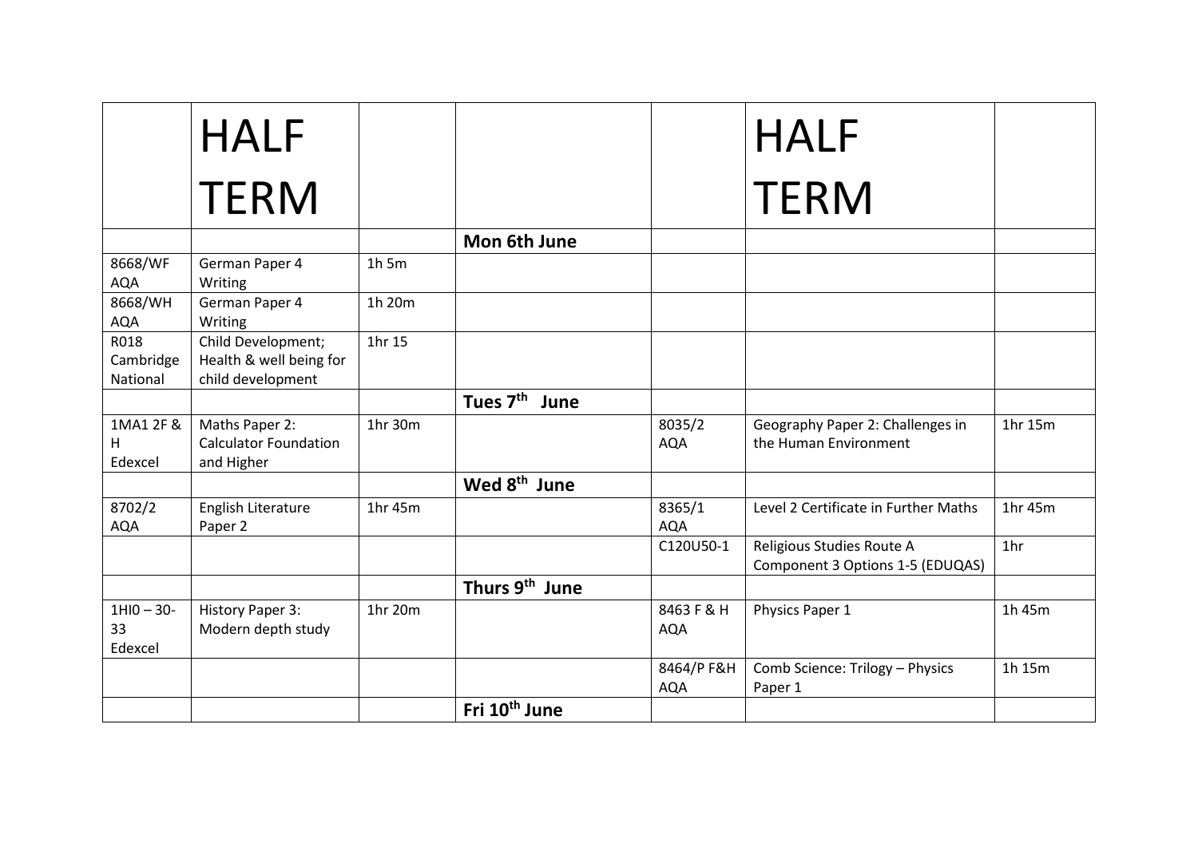| | HALF TERM | | | | HALF TERM | |
|---|---|---|---|---|---|---|
| | | | **Mon 6th June** | | | |
| 8668/WF AQA | German Paper 4 Writing | 1h 5m | | | | |
| 8668/WH AQA | German Paper 4 Writing | 1h 20m | | | | |
| R018 Cambridge National | Child Development; Health & well being for child development | 1hr 15 | | | | |
| | | | **Tues 7th June** | | | |
| 1MA1 2F & H Edexcel | Maths Paper 2: Calculator Foundation and Higher | 1hr 30m | | 8035/2 AQA | Geography Paper 2: Challenges in the Human Environment | 1hr 15m |
| | | | **Wed 8th June** | | | |
| 8702/2 AQA | English Literature Paper 2 | 1hr 45m | | 8365/1 AQA | Level 2 Certificate in Further Maths | 1hr 45m |
| | | | | C120U50-1 | Religious Studies Route A Component 3 Options 1-5 (EDUQAS) | 1hr |
| | | | **Thurs 9th June** | | | |
| 1HI0 – 30-33 Edexcel | History Paper 3: Modern depth study | 1hr 20m | | 8463 F & H AQA | Physics Paper 1 | 1h 45m |
| | | | | 8464/P F&H AQA | Comb Science: Trilogy – Physics Paper 1 | 1h 15m |
| | | | **Fri 10th June** | | | |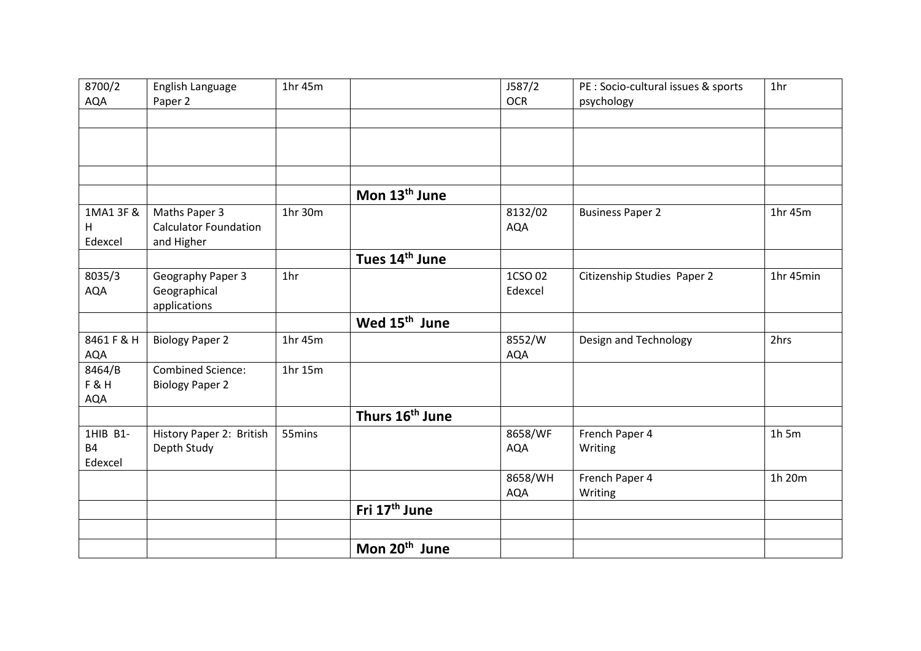| | | | | | | |
|---|---|---|---|---|---|---|
| 8700/2 AQA | English Language Paper 2 | 1hr 45m | | J587/2 OCR | PE : Socio-cultural issues & sports psychology | 1hr |
| | | | | | | |
| | | | | | | |
| | | | | | | |
| | | | **Mon 13th June** | | | |
| 1MA1 3F & H Edexcel | Maths Paper 3 Calculator Foundation and Higher | 1hr 30m | | 8132/02 AQA | Business Paper 2 | 1hr 45m |
| | | | **Tues 14th June** | | | |
| 8035/3 AQA | Geography Paper 3 Geographical applications | 1hr | | 1CSO 02 Edexcel | Citizenship Studies Paper 2 | 1hr 45min |
| | | | **Wed 15th June** | | | |
| 8461 F & H AQA | Biology Paper 2 | 1hr 45m | | 8552/W AQA | Design and Technology | 2hrs |
| 8464/B F & H AQA | Combined Science: Biology Paper 2 | 1hr 15m | | | | |
| | | | **Thurs 16th June** | | | |
| 1HIB B1-B4 Edexcel | History Paper 2: British Depth Study | 55mins | | 8658/WF AQA | French Paper 4 Writing | 1h 5m |
| | | | | 8658/WH AQA | French Paper 4 Writing | 1h 20m |
| | | | **Fri 17th June** | | | |
| | | | | | | |
| | | | **Mon 20th June** | | | |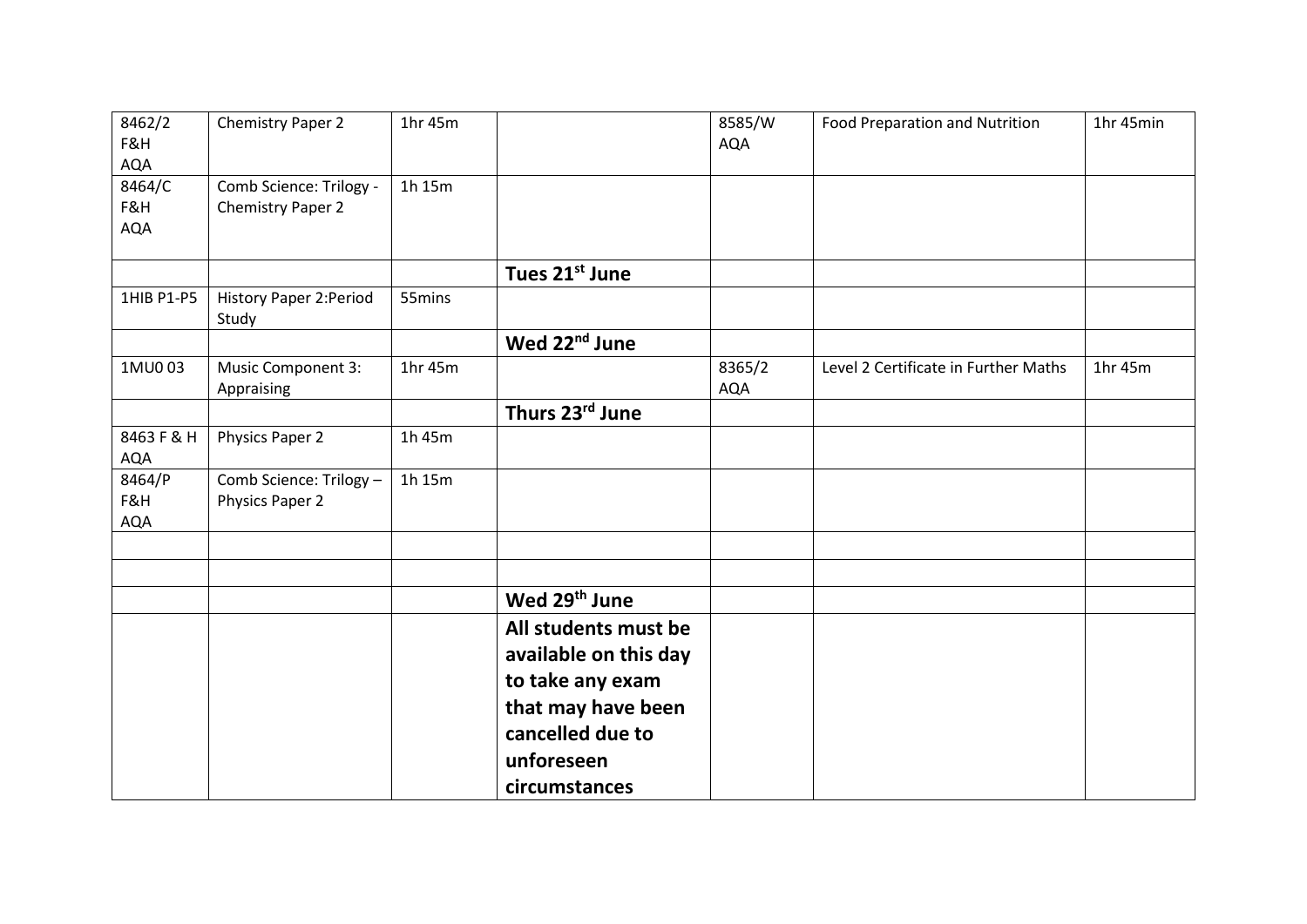| | | | | | | |
|---|---|---|---|---|---|---|
| 8462/2 F&H AQA | Chemistry Paper 2 | 1hr 45m | | 8585/W AQA | Food Preparation and Nutrition | 1hr 45min |
| 8464/C F&H AQA | Comb Science: Trilogy - Chemistry Paper 2 | 1h 15m | | | | |
| | | | **Tues 21st June** | | | |
| 1HIB P1-P5 | History Paper 2:Period Study | 55mins | | | | |
| | | | **Wed 22nd June** | | | |
| 1MU0 03 | Music Component 3: Appraising | 1hr 45m | | 8365/2 AQA | Level 2 Certificate in Further Maths | 1hr 45m |
| | | | **Thurs 23rd June** | | | |
| 8463 F & H AQA | Physics Paper 2 | 1h 45m | | | | |
| 8464/P F&H AQA | Comb Science: Trilogy – Physics Paper 2 | 1h 15m | | | | |
| | | | | | | |
| | | | | | | |
| | | | **Wed 29th June** | | | |
| | | | **All students must be available on this day to take any exam that may have been cancelled due to unforeseen circumstances** | | | |